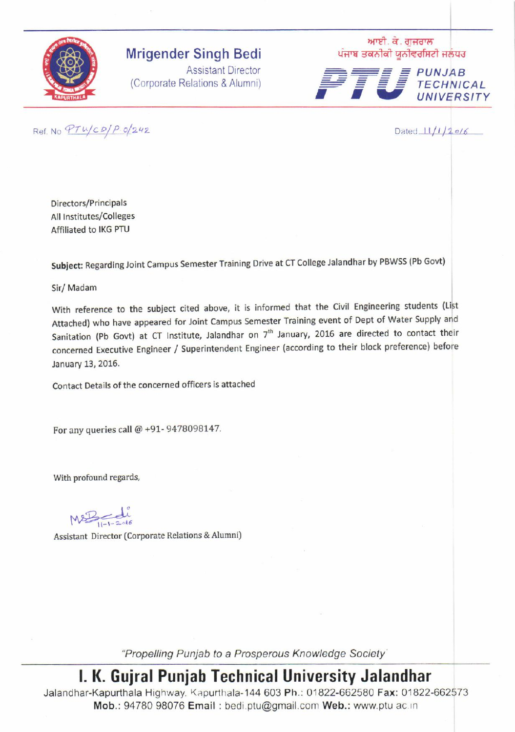**Mrigender Singh Bedi**
Assistant Director
(Corporate Relations & Alumni)

ਆਈ. ਕੇ. ਗੁਜਰਾਲ
ਪੰਜਾਬ ਤਕਨੀਕੀ ਯੂਨੀਵਰਸਿਟੀ ਜਲੰਧਰ

PTU PUNJAB TECHNICAL UNIVERSITY

Ref. No PTU/CD/P.0/242

Dated 11/1/2016

Directors/Principals
All Institutes/Colleges
Affiliated to IKG PTU

**Subject:** Regarding Joint Campus Semester Training Drive at CT College Jalandhar by PBWSS (Pb Govt)

Sir/ Madam

With reference to the subject cited above, it is informed that the Civil Engineering students (List Attached) who have appeared for Joint Campus Semester Training event of Dept of Water Supply and Sanitation (Pb Govt) at CT Institute, Jalandhar on 7th January, 2016 are directed to contact their concerned Executive Engineer / Superintendent Engineer (according to their block preference) before January 13, 2016.

Contact Details of the concerned officers is attached

For any queries call @ +91- 9478098147.

With profound regards,

MSBedi
11-1-2016

Assistant Director (Corporate Relations & Alumni)

*"Propelling Punjab to a Prosperous Knowledge Society"*

# I. K. Gujral Punjab Technical University Jalandhar

Jalandhar-Kapurthala Highway, Kapurthala-144 603 **Ph.:** 01822-662580 **Fax:** 01822-662573
**Mob.:** 94780 98076 **Email :** bedi.ptu@gmail.com **Web.:** www.ptu.ac.in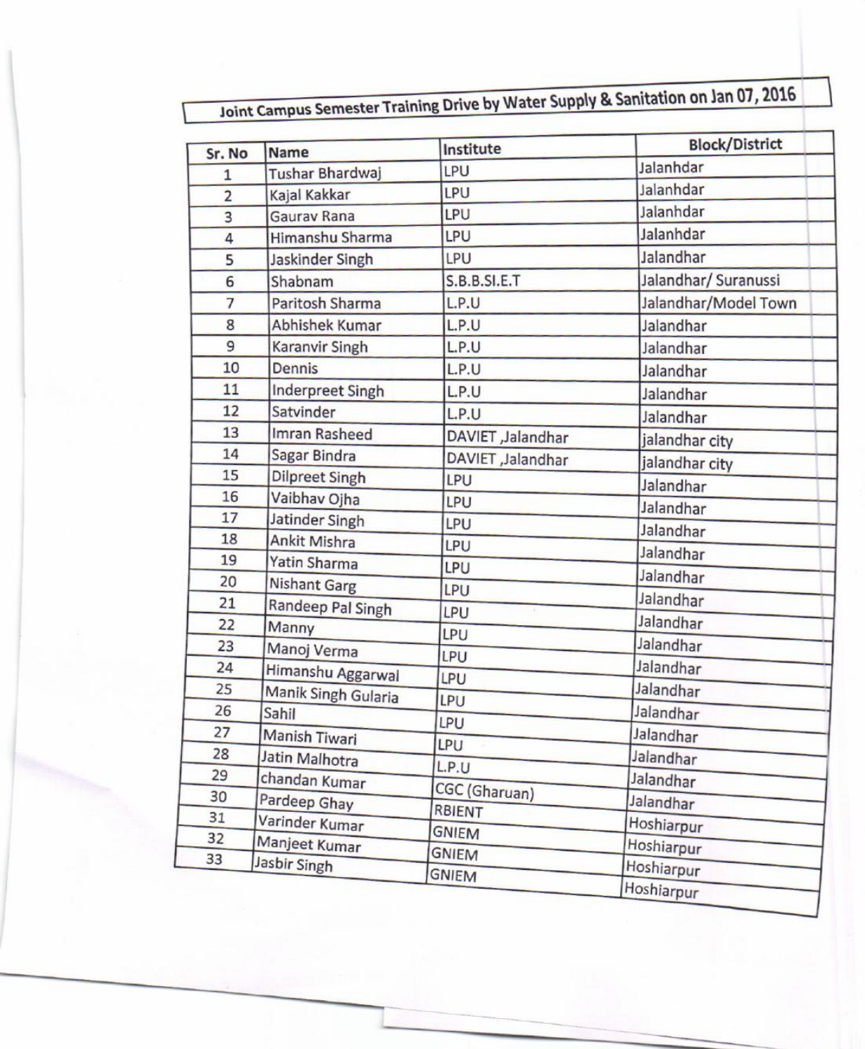## Joint Campus Semester Training Drive by Water Supply & Sanitation on Jan 07, 2016

| Sr. No | Name | Institute | Block/District |
|---|---|---|---|
| 1 | Tushar Bhardwaj | LPU | Jalanhdar |
| 2 | Kajal Kakkar | LPU | Jalanhdar |
| 3 | Gaurav Rana | LPU | Jalanhdar |
| 4 | Himanshu Sharma | LPU | Jalanhdar |
| 5 | Jaskinder Singh | LPU | Jalandhar |
| 6 | Shabnam | S.B.B.SI.E.T | Jalandhar/ Suranussi |
| 7 | Paritosh Sharma | L.P.U | Jalandhar/Model Town |
| 8 | Abhishek Kumar | L.P.U | Jalandhar |
| 9 | Karanvir Singh | L.P.U | Jalandhar |
| 10 | Dennis | L.P.U | Jalandhar |
| 11 | Inderpreet Singh | L.P.U | Jalandhar |
| 12 | Satvinder | L.P.U | Jalandhar |
| 13 | Imran Rasheed | DAVIET ,Jalandhar | jalandhar city |
| 14 | Sagar Bindra | DAVIET ,Jalandhar | jalandhar city |
| 15 | Dilpreet Singh | LPU | Jalandhar |
| 16 | Vaibhav Ojha | LPU | Jalandhar |
| 17 | Jatinder Singh | LPU | Jalandhar |
| 18 | Ankit Mishra | LPU | Jalandhar |
| 19 | Yatin Sharma | LPU | Jalandhar |
| 20 | Nishant Garg | LPU | Jalandhar |
| 21 | Randeep Pal Singh | LPU | Jalandhar |
| 22 | Manny | LPU | Jalandhar |
| 23 | Manoj Verma | LPU | Jalandhar |
| 24 | Himanshu Aggarwal | LPU | Jalandhar |
| 25 | Manik Singh Gularia | LPU | Jalandhar |
| 26 | Sahil | LPU | Jalandhar |
| 27 | Manish Tiwari | LPU | Jalandhar |
| 28 | Jatin Malhotra | L.P.U | Jalandhar |
| 29 | chandan Kumar | CGC (Gharuan) | Jalandhar |
| 30 | Pardeep Ghay | RBIENT | Hoshiarpur |
| 31 | Varinder Kumar | GNIEM | Hoshiarpur |
| 32 | Manjeet Kumar | GNIEM | Hoshiarpur |
| 33 | Jasbir Singh | GNIEM | Hoshiarpur |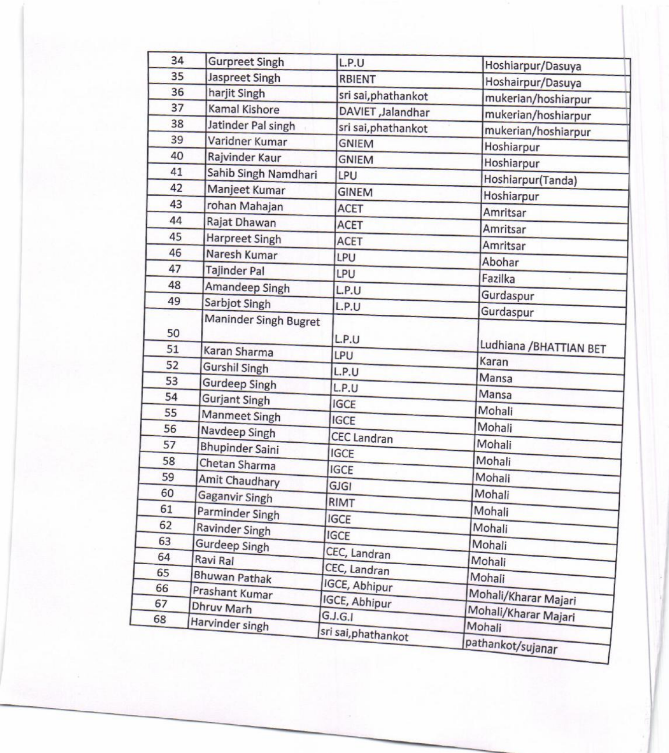| 34 | Gurpreet Singh | L.P.U | Hoshiarpur/Dasuya |
|---|---|---|---|
| 35 | Jaspreet Singh | RBIENT | Hoshairpur/Dasuya |
| 36 | harjit Singh | sri sai,phathankot | mukerian/hoshiarpur |
| 37 | Kamal Kishore | DAVIET ,Jalandhar | mukerian/hoshiarpur |
| 38 | Jatinder Pal singh | sri sai,phathankot | mukerian/hoshiarpur |
| 39 | Varidner Kumar | GNIEM | Hoshiarpur |
| 40 | Rajvinder Kaur | GNIEM | Hoshiarpur |
| 41 | Sahib Singh Namdhari | LPU | Hoshiarpur(Tanda) |
| 42 | Manjeet Kumar | GINEM | Hoshiarpur |
| 43 | rohan Mahajan | ACET | Amritsar |
| 44 | Rajat Dhawan | ACET | Amritsar |
| 45 | Harpreet Singh | ACET | Amritsar |
| 46 | Naresh Kumar | LPU | Abohar |
| 47 | Tajinder Pal | LPU | Fazilka |
| 48 | Amandeep Singh | L.P.U | Gurdaspur |
| 49 | Sarbjot Singh | L.P.U | Gurdaspur |
| 50 | Maninder Singh Bugret | L.P.U | Ludhiana /BHATTIAN BET |
| 51 | Karan Sharma | LPU | Karan |
| 52 | Gurshil Singh | L.P.U | Mansa |
| 53 | Gurdeep Singh | L.P.U | Mansa |
| 54 | Gurjant Singh | IGCE | Mohali |
| 55 | Manmeet Singh | IGCE | Mohali |
| 56 | Navdeep Singh | CEC Landran | Mohali |
| 57 | Bhupinder Saini | IGCE | Mohali |
| 58 | Chetan Sharma | IGCE | Mohali |
| 59 | Amit Chaudhary | GJGI | Mohali |
| 60 | Gaganvir Singh | RIMT | Mohali |
| 61 | Parminder Singh | IGCE | Mohali |
| 62 | Ravinder Singh | IGCE | Mohali |
| 63 | Gurdeep Singh | CEC, Landran | Mohali |
| 64 | Ravi Ral | CEC, Landran | Mohali |
| 65 | Bhuwan Pathak | IGCE, Abhipur | Mohali |
| 66 | Prashant Kumar | IGCE, Abhipur | Mohali/Kharar Majari |
| 67 | Dhruv Marh | G.J.G.I | Mohali/Kharar Majari |
| 68 | Harvinder singh | sri sai,phathankot | Mohali |
| | | | pathankot/sujanar |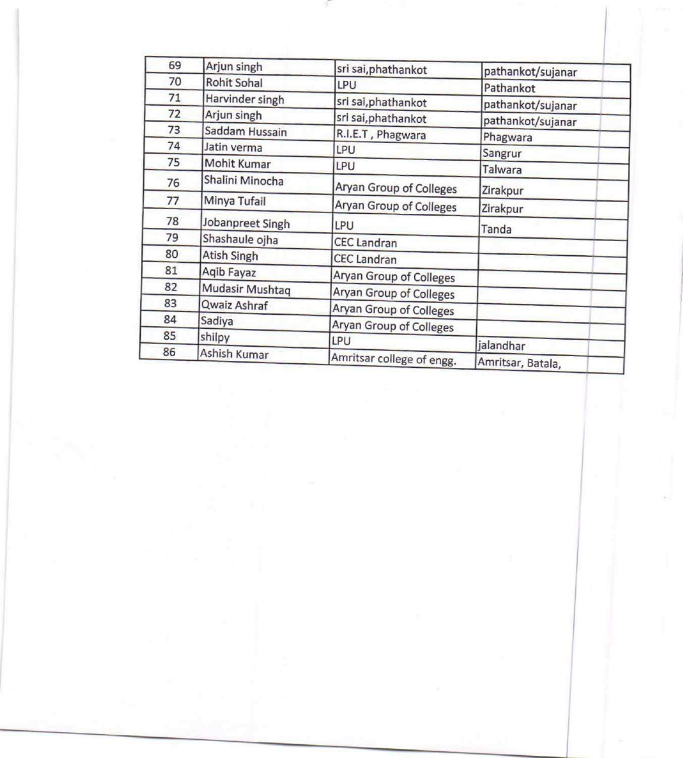| 69 | Arjun singh | sri sai,phathankot | pathankot/sujanar |
|---|---|---|---|
| 70 | Rohit Sohal | LPU | Pathankot |
| 71 | Harvinder singh | sri sai,phathankot | pathankot/sujanar |
| 72 | Arjun singh | sri sai,phathankot | pathankot/sujanar |
| 73 | Saddam Hussain | R.I.E.T , Phagwara | Phagwara |
| 74 | Jatin verma | LPU | Sangrur |
| 75 | Mohit Kumar | LPU | Talwara |
| 76 | Shalini Minocha | Aryan Group of Colleges | Zirakpur |
| 77 | Minya Tufail | Aryan Group of Colleges | Zirakpur |
| 78 | Jobanpreet Singh | LPU | Tanda |
| 79 | Shashaule ojha | CEC Landran | |
| 80 | Atish Singh | CEC Landran | |
| 81 | Aqib Fayaz | Aryan Group of Colleges | |
| 82 | Mudasir Mushtaq | Aryan Group of Colleges | |
| 83 | Qwaiz Ashraf | Aryan Group of Colleges | |
| 84 | Sadiya | Aryan Group of Colleges | |
| 85 | shilpy | LPU | jalandhar |
| 86 | Ashish Kumar | Amritsar college of engg. | Amritsar, Batala, |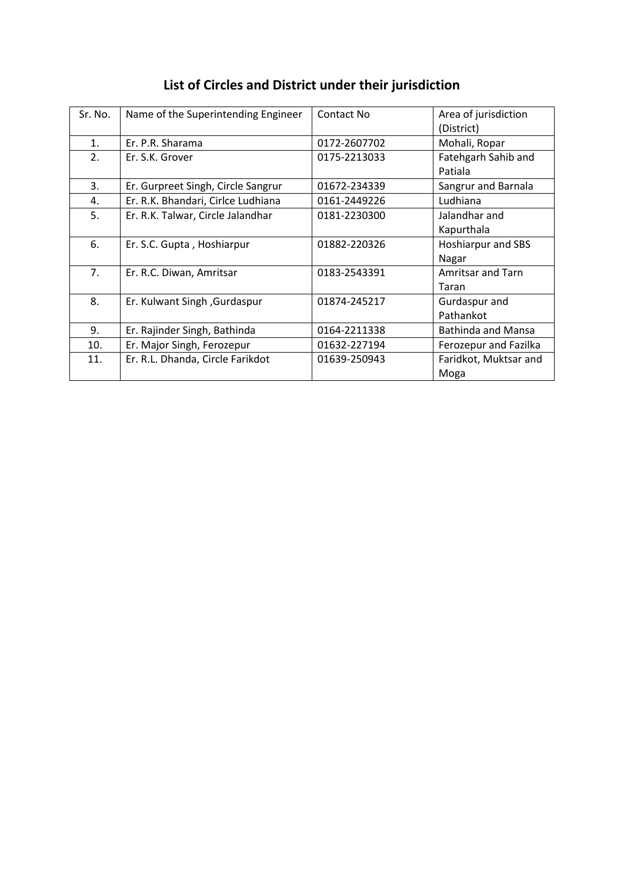# List of Circles and District under their jurisdiction

| Sr. No. | Name of the Superintending Engineer | Contact No | Area of jurisdiction (District) |
|---|---|---|---|
| 1. | Er. P.R. Sharama | 0172-2607702 | Mohali, Ropar |
| 2. | Er. S.K. Grover | 0175-2213033 | Fatehgarh Sahib and Patiala |
| 3. | Er. Gurpreet Singh, Circle Sangrur | 01672-234339 | Sangrur and Barnala |
| 4. | Er. R.K. Bhandari, Cirlce Ludhiana | 0161-2449226 | Ludhiana |
| 5. | Er. R.K. Talwar, Circle Jalandhar | 0181-2230300 | Jalandhar and Kapurthala |
| 6. | Er. S.C. Gupta , Hoshiarpur | 01882-220326 | Hoshiarpur and SBS Nagar |
| 7. | Er. R.C. Diwan, Amritsar | 0183-2543391 | Amritsar and Tarn Taran |
| 8. | Er. Kulwant Singh ,Gurdaspur | 01874-245217 | Gurdaspur and Pathankot |
| 9. | Er. Rajinder Singh, Bathinda | 0164-2211338 | Bathinda and Mansa |
| 10. | Er. Major Singh, Ferozepur | 01632-227194 | Ferozepur and Fazilka |
| 11. | Er. R.L. Dhanda, Circle Farikdot | 01639-250943 | Faridkot, Muktsar and Moga |